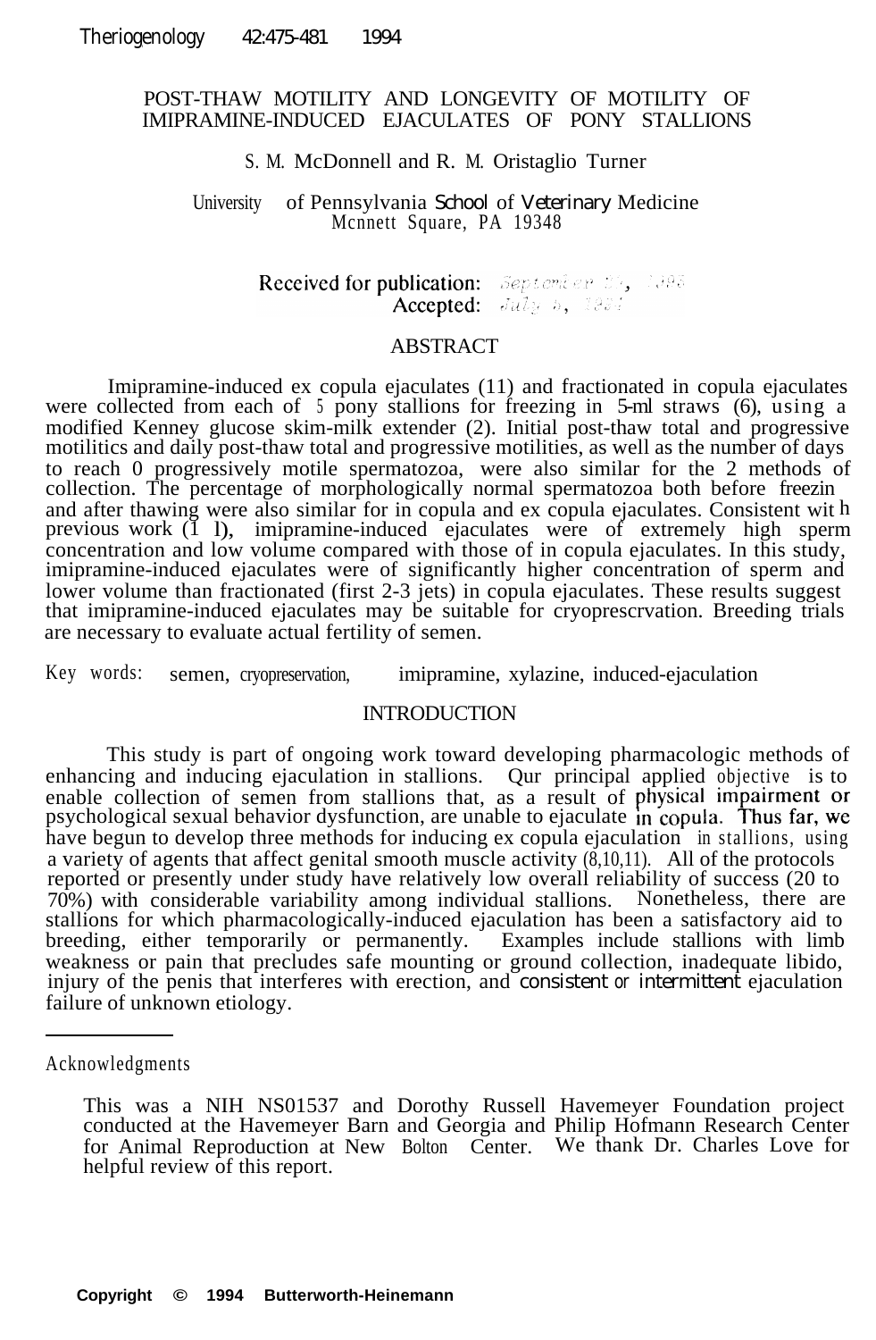# POST-THAW MOTILITY AND LONGEVITY OF MOTILITY OF IMIPRAMINE-INDUCED EJACULATES OF PONY STALLIONS

S. M. McDonnell and R. M. Oristaglio Turner

University of Pennsylvania School of Veterinary Medicine
Mcnnett Square, PA 19348

Received for publication: September 27, 1993
Accepted: July 6, 1994

## ABSTRACT

Imipramine-induced ex copula ejaculates (11) and fractionated in copula ejaculates were collected from each of 5 pony stallions for freezing in 5-ml straws (6), using a modified Kenney glucose skim-milk extender (2). Initial post-thaw total and progressive motilitics and daily post-thaw total and progressive motilities, as well as the number of days to reach 0 progressively motile spermatozoa, were also similar for the 2 methods of collection. The percentage of morphologically normal spermatozoa both before freezin and after thawing were also similar for in copula and ex copula ejaculates. Consistent wit h previous work (1 l), imipramine-induced ejaculates were of extremely high sperm concentration and low volume compared with those of in copula ejaculates. In this study, imipramine-induced ejaculates were of significantly higher concentration of sperm and lower volume than fractionated (first 2-3 jets) in copula ejaculates. These results suggest that imipramine-induced ejaculates may be suitable for cryoprescrvation. Breeding trials are necessary to evaluate actual fertility of semen.

Key words: semen, cryopreservation, imipramine, xylazine, induced-ejaculation

## INTRODUCTION

This study is part of ongoing work toward developing pharmacologic methods of enhancing and inducing ejaculation in stallions. Qur principal applied objective is to enable collection of semen from stallions that, as a result of physical impairment or psychological sexual behavior dysfunction, are unable to ejaculate in copula. Thus far, we have begun to develop three methods for inducing ex copula ejaculation in stallions, using a variety of agents that affect genital smooth muscle activity (8,10,11). All of the protocols reported or presently under study have relatively low overall reliability of success (20 to 70%) with considerable variability among individual stallions. Nonetheless, there are stallions for which pharmacologically-induced ejaculation has been a satisfactory aid to breeding, either temporarily or permanently. Examples include stallions with limb weakness or pain that precludes safe mounting or ground collection, inadequate libido, injury of the penis that interferes with erection, and consistent or intermittent ejaculation failure of unknown etiology.

---

Acknowledgments

This was a NIH NS01537 and Dorothy Russell Havemeyer Foundation project conducted at the Havemeyer Barn and Georgia and Philip Hofmann Research Center for Animal Reproduction at New Bolton Center. We thank Dr. Charles Love for helpful review of this report.

Copyright © 1994 Butterworth-Heinemann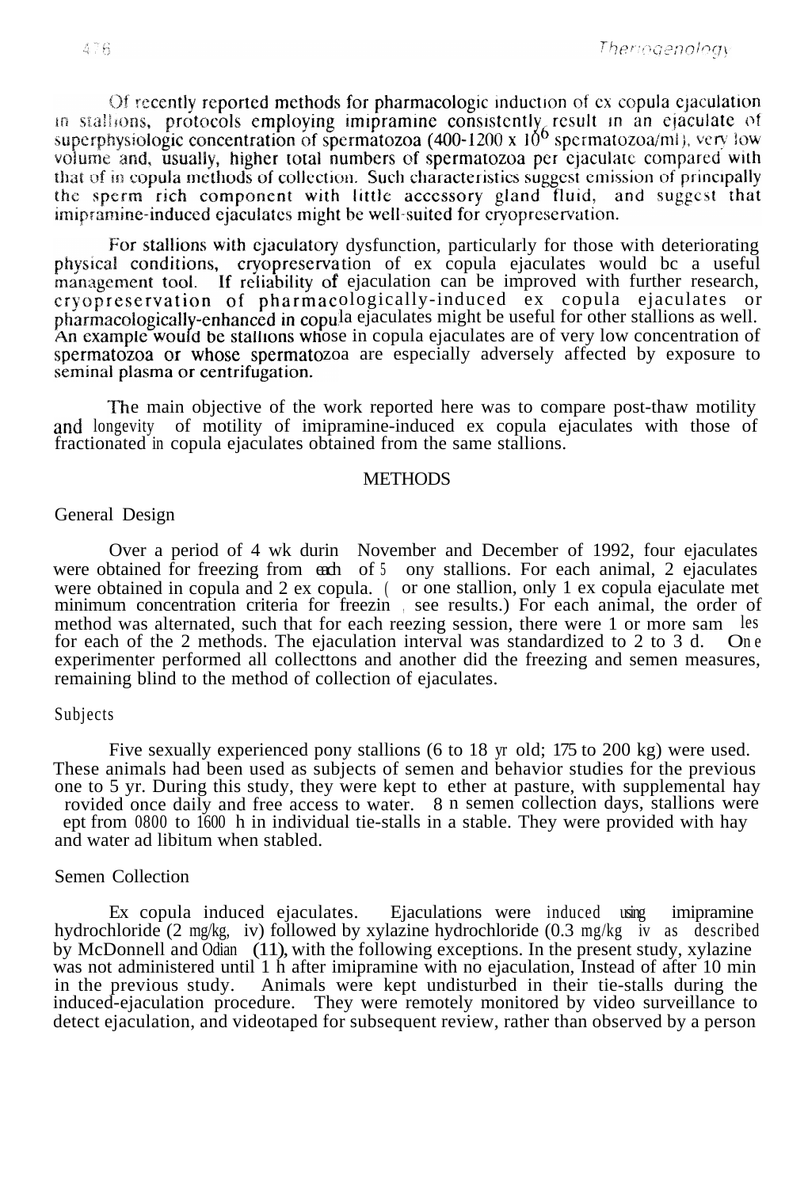Of recently reported methods for pharmacologic induction of ex copula ejaculation in stallions, protocols employing imipramine consistently result in an ejaculate of superphysiologic concentration of spermatozoa (400-1200 x $10^6$ spermatozoa/ml), very low volume and, usually, higher total numbers of spermatozoa per ejaculate compared with that of in copula methods of collection. Such characteristics suggest emission of principally the sperm rich component with little accessory gland fluid, and suggest that imipramine-induced ejaculates might be well-suited for cryopreservation.

For stallions with ejaculatory dysfunction, particularly for those with deteriorating physical conditions, cryopreservation of ex copula ejaculates would be a useful management tool. If reliability of ejaculation can be improved with further research, cryopreservation of pharmacologically-induced ex copula ejaculates or pharmacologically-enhanced in copula ejaculates might be useful for other stallions as well. An example would be stallions whose in copula ejaculates are of very low concentration of spermatozoa or whose spermatozoa are especially adversely affected by exposure to seminal plasma or centrifugation.

The main objective of the work reported here was to compare post-thaw motility and longevity of motility of imipramine-induced ex copula ejaculates with those of fractionated in copula ejaculates obtained from the same stallions.

## METHODS

### General Design

Over a period of 4 wk durin November and December of 1992, four ejaculates were obtained for freezing from each of 5 pony stallions. For each animal, 2 ejaculates were obtained in copula and 2 ex copula. ( or one stallion, only 1 ex copula ejaculate met minimum concentration criteria for freezin , see results.) For each animal, the order of method was alternated, such that for each reezing session, there were 1 or more sam les for each of the 2 methods. The ejaculation interval was standardized to 2 to 3 d. One experimenter performed all collecttons and another did the freezing and semen measures, remaining blind to the method of collection of ejaculates.

### Subjects

Five sexually experienced pony stallions (6 to 18 yr old; 175 to 200 kg) were used. These animals had been used as subjects of semen and behavior studies for the previous one to 5 yr. During this study, they were kept to ether at pasture, with supplemental hay rovided once daily and free access to water. 8 n semen collection days, stallions were ept from 0800 to 1600 h in individual tie-stalls in a stable. They were provided with hay and water ad libitum when stabled.

### Semen Collection

Ex copula induced ejaculates. Ejaculations were induced using imipramine hydrochloride (2 mg/kg, iv) followed by xylazine hydrochloride (0.3 mg/kg iv as described by McDonnell and Odian (11), with the following exceptions. In the present study, xylazine was not administered until 1 h after imipramine with no ejaculation, Instead of after 10 min in the previous study. Animals were kept undisturbed in their tie-stalls during the induced-ejaculation procedure. They were remotely monitored by video surveillance to detect ejaculation, and videotaped for subsequent review, rather than observed by a person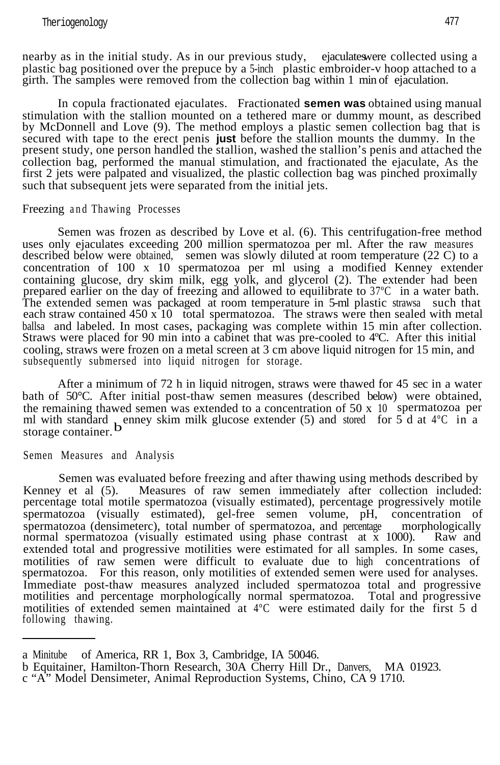nearby as in the initial study. As in our previous study, ejaculates were collected using a plastic bag positioned over the prepuce by a 5-inch plastic embroider-v hoop attached to a girth. The samples were removed from the collection bag within 1 min of ejaculation.

In copula fractionated ejaculates. Fractionated **semen was** obtained using manual stimulation with the stallion mounted on a tethered mare or dummy mount, as described by McDonnell and Love (9). The method employs a plastic semen collection bag that is secured with tape to the erect penis **just** before the stallion mounts the dummy. In the present study, one person handled the stallion, washed the stallion's penis and attached the collection bag, performed the manual stimulation, and fractionated the ejaculate, As the first 2 jets were palpated and visualized, the plastic collection bag was pinched proximally such that subsequent jets were separated from the initial jets.

## Freezing and Thawing Processes

Semen was frozen as described by Love et al. (6). This centrifugation-free method uses only ejaculates exceeding 200 million spermatozoa per ml. After the raw measures described below were obtained, semen was slowly diluted at room temperature (22 C) to a concentration of 100 x 10 spermatozoa per ml using a modified Kenney extender containing glucose, dry skim milk, egg yolk, and glycerol (2). The extender had been prepared earlier on the day of freezing and allowed to equilibrate to 37°C in a water bath. The extended semen was packaged at room temperature in 5-ml plastic straws[a] such that each straw contained 450 x 10 total spermatozoa. The straws were then sealed with metal balls[a] and labeled. In most cases, packaging was complete within 15 min after collection. Straws were placed for 90 min into a cabinet that was pre-cooled to 4°C. After this initial cooling, straws were frozen on a metal screen at 3 cm above liquid nitrogen for 15 min, and subsequently submersed into liquid nitrogen for storage.

After a minimum of 72 h in liquid nitrogen, straws were thawed for 45 sec in a water bath of 50°C. After initial post-thaw semen measures (described below) were obtained, the remaining thawed semen was extended to a concentration of 50 x 10 spermatozoa per ml with standard Kenney skim milk glucose extender (5) and stored for 5 d at 4°C in a storage container.[b]

## Semen Measures and Analysis

Semen was evaluated before freezing and after thawing using methods described by Kenney et al (5). Measures of raw semen immediately after collection included: percentage total motile spermatozoa (visually estimated), percentage progressively motile spermatozoa (visually estimated), gel-free semen volume, pH, concentration of spermatozoa (densimeter[c]), total number of spermatozoa, and percentage morphologically normal spermatozoa (visually estimated using phase contrast at x 1000). Raw and extended total and progressive motilities were estimated for all samples. In some cases, motilities of raw semen were difficult to evaluate due to high concentrations of spermatozoa. For this reason, only motilities of extended semen were used for analyses. Immediate post-thaw measures analyzed included spermatozoa total and progressive motilities and percentage morphologically normal spermatozoa. Total and progressive motilities of extended semen maintained at 4°C were estimated daily for the first 5 d following thawing.

---

a Minitube of America, RR 1, Box 3, Cambridge, IA 50046.

b Equitainer, Hamilton-Thorn Research, 30A Cherry Hill Dr., Danvers, MA 01923.

c "A" Model Densimeter, Animal Reproduction Systems, Chino, CA 9 1710.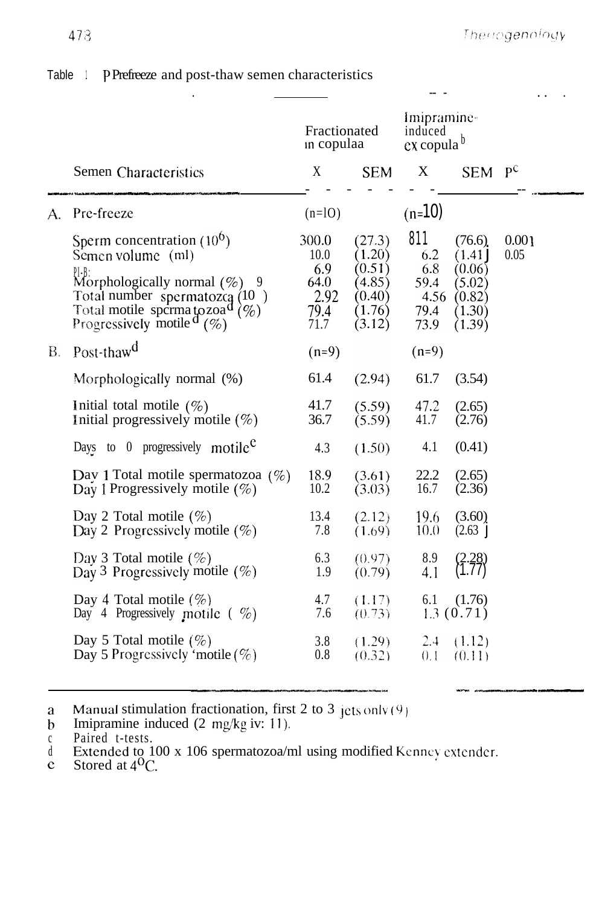Table 1 Prefreeze and post-thaw semen characteristics

| Semen Characteristics | Fractionated in copula[a] X | SEM | Imipramine-induced ex copula[b] X | SEM | P[c] |
|---|---|---|---|---|---|
| **A. Pre-freeze** | (n=10) | | (n=10) | | |
| Sperm concentration ($10^6$) | 300.0 | (27.3) | 811 | (76.6) | 0.001 |
| Semen volume (ml) | 10.0 | (1.20) | 6.2 | (1.41) | 0.05 |
| pH | 6.9 | (0.51) | 6.8 | (0.06) | |
| Morphologically normal (%) | 64.0 | (4.85) | 59.4 | (5.02) | |
| Total number spermatozoa ($10^9$) | 2.92 | (0.40) | 4.56 | (0.82) | |
| Total motile spermatozoa[d] (%) | 79.4 | (1.76) | 79.4 | (1.30) | |
| Progressively motile[d] (%) | 71.7 | (3.12) | 73.9 | (1.39) | |
| **B. Post-thaw[d]** | (n=9) | | (n=9) | | |
| Morphologically normal (%) | 61.4 | (2.94) | 61.7 | (3.54) | |
| Initial total motile (%) | 41.7 | (5.59) | 47.2 | (2.65) | |
| Initial progressively motile (%) | 36.7 | (5.59) | 41.7 | (2.76) | |
| Days to 0 progressively motile[e] | 4.3 | (1.50) | 4.1 | (0.41) | |
| Day 1 Total motile spermatozoa (%) | 18.9 | (3.61) | 22.2 | (2.65) | |
| Day 1 Progressively motile (%) | 10.2 | (3.03) | 16.7 | (2.36) | |
| Day 2 Total motile (%) | 13.4 | (2.12) | 19.6 | (3.60) | |
| Day 2 Progressively motile (%) | 7.8 | (1.69) | 10.0 | (2.63) | |
| Day 3 Total motile (%) | 6.3 | (0.97) | 8.9 | (2.28) | |
| Day 3 Progressively motile (%) | 1.9 | (0.79) | 4.1 | (1.77) | |
| Day 4 Total motile (%) | 4.7 | (1.17) | 6.1 | (1.76) | |
| Day 4 Progressively motile (%) | 7.6 | (0.73) | 1.3 | (0.71) | |
| Day 5 Total motile (%) | 3.8 | (1.29) | 2.4 | (1.12) | |
| Day 5 Progressively motile (%) | 0.8 | (0.32) | 0.1 | (0.11) | |

a Manual stimulation fractionation, first 2 to 3 jets only (9)
b Imipramine induced (2 mg/kg iv: 11).
c Paired t-tests.
d Extended to 100 x $10^6$ spermatozoa/ml using modified Kenney extender.
e Stored at $4^oC$.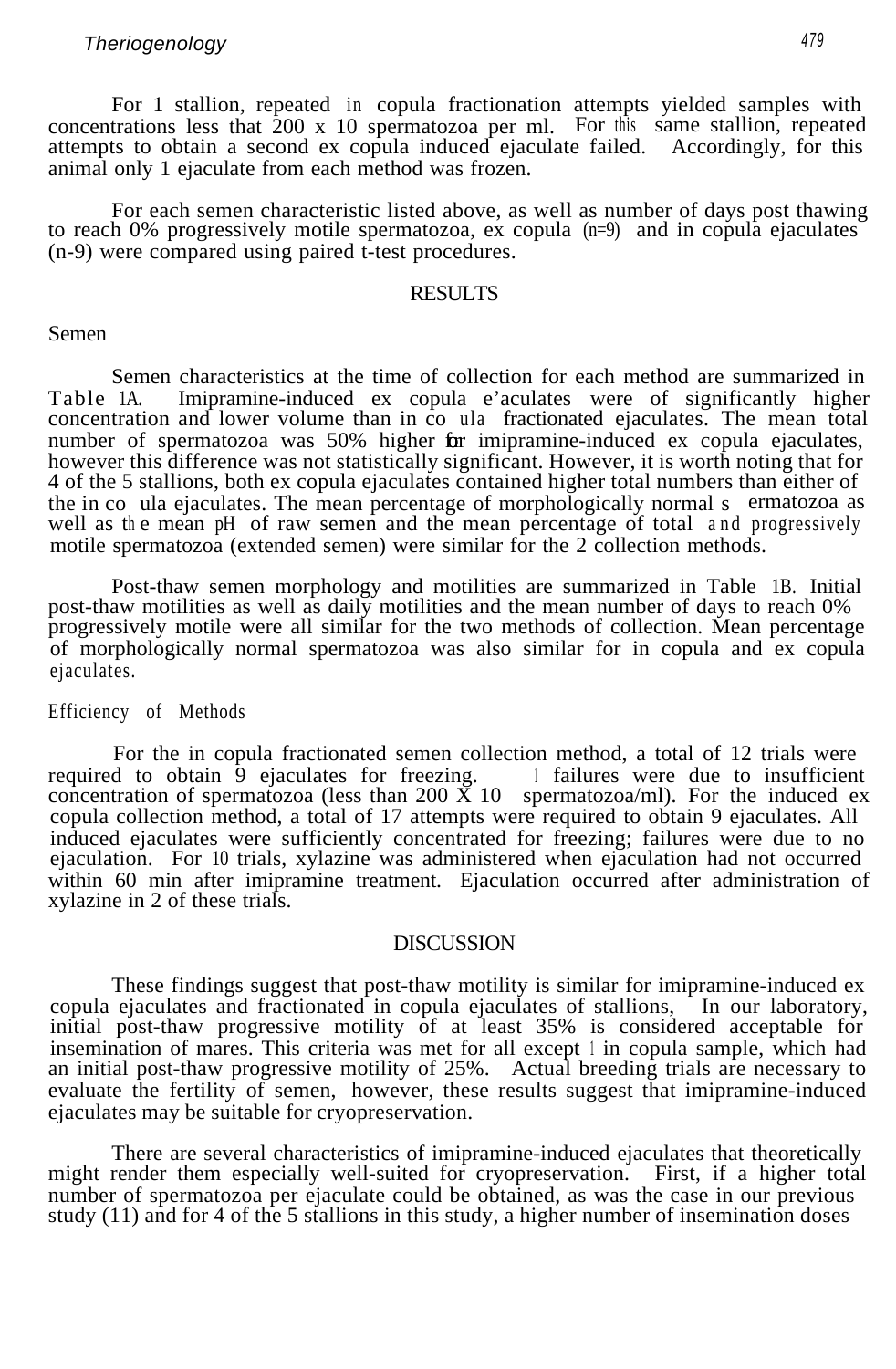For 1 stallion, repeated in copula fractionation attempts yielded samples with concentrations less that 200 x 10 spermatozoa per ml. For this same stallion, repeated attempts to obtain a second ex copula induced ejaculate failed. Accordingly, for this animal only 1 ejaculate from each method was frozen.

For each semen characteristic listed above, as well as number of days post thawing to reach 0% progressively motile spermatozoa, ex copula (n=9) and in copula ejaculates (n-9) were compared using paired t-test procedures.

## RESULTS

### Semen

Semen characteristics at the time of collection for each method are summarized in Table 1A. Imipramine-induced ex copula e'aculates were of significantly higher concentration and lower volume than in co ula fractionated ejaculates. The mean total number of spermatozoa was 50% higher for imipramine-induced ex copula ejaculates, however this difference was not statistically significant. However, it is worth noting that for 4 of the 5 stallions, both ex copula ejaculates contained higher total numbers than either of the in co ula ejaculates. The mean percentage of morphologically normal s ermatozoa as well as the mean pH of raw semen and the mean percentage of total and progressively motile spermatozoa (extended semen) were similar for the 2 collection methods.

Post-thaw semen morphology and motilities are summarized in Table 1B. Initial post-thaw motilities as well as daily motilities and the mean number of days to reach 0% progressively motile were all similar for the two methods of collection. Mean percentage of morphologically normal spermatozoa was also similar for in copula and ex copula ejaculates.

### Efficiency of Methods

For the in copula fractionated semen collection method, a total of 12 trials were required to obtain 9 ejaculates for freezing. 1 failures were due to insufficient concentration of spermatozoa (less than 200 X 10 spermatozoa/ml). For the induced ex copula collection method, a total of 17 attempts were required to obtain 9 ejaculates. All induced ejaculates were sufficiently concentrated for freezing; failures were due to no ejaculation. For 10 trials, xylazine was administered when ejaculation had not occurred within 60 min after imipramine treatment. Ejaculation occurred after administration of xylazine in 2 of these trials.

## DISCUSSION

These findings suggest that post-thaw motility is similar for imipramine-induced ex copula ejaculates and fractionated in copula ejaculates of stallions, In our laboratory, initial post-thaw progressive motility of at least 35% is considered acceptable for insemination of mares. This criteria was met for all except 1 in copula sample, which had an initial post-thaw progressive motility of 25%. Actual breeding trials are necessary to evaluate the fertility of semen, however, these results suggest that imipramine-induced ejaculates may be suitable for cryopreservation.

There are several characteristics of imipramine-induced ejaculates that theoretically might render them especially well-suited for cryopreservation. First, if a higher total number of spermatozoa per ejaculate could be obtained, as was the case in our previous study (11) and for 4 of the 5 stallions in this study, a higher number of insemination doses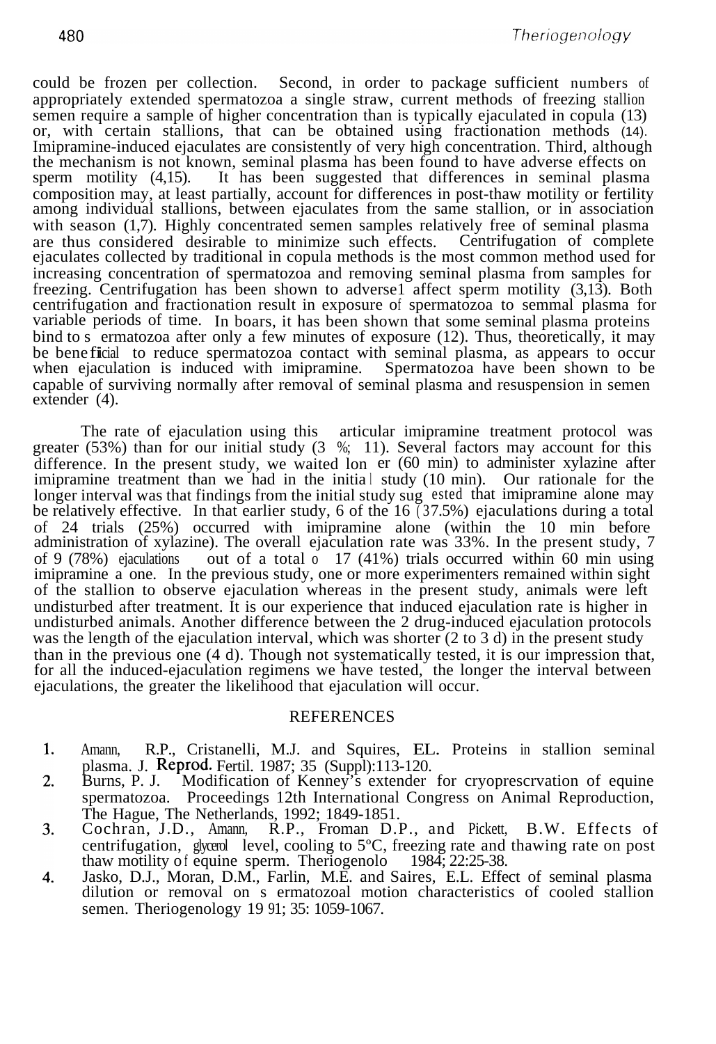could be frozen per collection. Second, in order to package sufficient numbers of appropriately extended spermatozoa a single straw, current methods of freezing stallion semen require a sample of higher concentration than is typically ejaculated in copula (13) or, with certain stallions, that can be obtained using fractionation methods (14). Imipramine-induced ejaculates are consistently of very high concentration. Third, although the mechanism is not known, seminal plasma has been found to have adverse effects on sperm motility (4,15). It has been suggested that differences in seminal plasma composition may, at least partially, account for differences in post-thaw motility or fertility among individual stallions, between ejaculates from the same stallion, or in association with season (1,7). Highly concentrated semen samples relatively free of seminal plasma are thus considered desirable to minimize such effects. Centrifugation of complete ejaculates collected by traditional in copula methods is the most common method used for increasing concentration of spermatozoa and removing seminal plasma from samples for freezing. Centrifugation has been shown to adverse1 affect sperm motility (3,13). Both centrifugation and fractionation result in exposure of spermatozoa to semmal plasma for variable periods of time. In boars, it has been shown that some seminal plasma proteins bind to s ermatozoa after only a few minutes of exposure (12). Thus, theoretically, it may be beneficial to reduce spermatozoa contact with seminal plasma, as appears to occur when ejaculation is induced with imipramine. Spermatozoa have been shown to be capable of surviving normally after removal of seminal plasma and resuspension in semen extender (4).

The rate of ejaculation using this articular imipramine treatment protocol was greater (53%) than for our initial study (3 %; 11). Several factors may account for this difference. In the present study, we waited lon er (60 min) to administer xylazine after imipramine treatment than we had in the initial study (10 min). Our rationale for the longer interval was that findings from the initial study sug ested that imipramine alone may be relatively effective. In that earlier study, 6 of the 16 (37.5%) ejaculations during a total of 24 trials (25%) occurred with imipramine alone (within the 10 min before administration of xylazine). The overall ejaculation rate was 33%. In the present study, 7 of 9 (78%) ejaculations out of a total o 17 (41%) trials occurred within 60 min using imipramine a one. In the previous study, one or more experimenters remained within sight of the stallion to observe ejaculation whereas in the present study, animals were left undisturbed after treatment. It is our experience that induced ejaculation rate is higher in undisturbed animals. Another difference between the 2 drug-induced ejaculation protocols was the length of the ejaculation interval, which was shorter (2 to 3 d) in the present study than in the previous one (4 d). Though not systematically tested, it is our impression that, for all the induced-ejaculation regimens we have tested, the longer the interval between ejaculations, the greater the likelihood that ejaculation will occur.

## REFERENCES

1. Amann, R.P., Cristanelli, M.J. and Squires, EL. Proteins in stallion seminal plasma. J. Reprod. Fertil. 1987; 35 (Suppl):113-120.
2. Burns, P. J. Modification of Kenney's extender for cryoprescrvation of equine spermatozoa. Proceedings 12th International Congress on Animal Reproduction, The Hague, The Netherlands, 1992; 1849-1851.
3. Cochran, J.D., Amann, R.P., Froman D.P., and Pickett, B.W. Effects of centrifugation, glycerol level, cooling to 5ºC, freezing rate and thawing rate on post thaw motility of equine sperm. Theriogenolo 1984; 22:25-38.
4. Jasko, D.J., Moran, D.M., Farlin, M.E. and Saires, E.L. Effect of seminal plasma dilution or removal on s ermatozoal motion characteristics of cooled stallion semen. Theriogenology 19 91; 35: 1059-1067.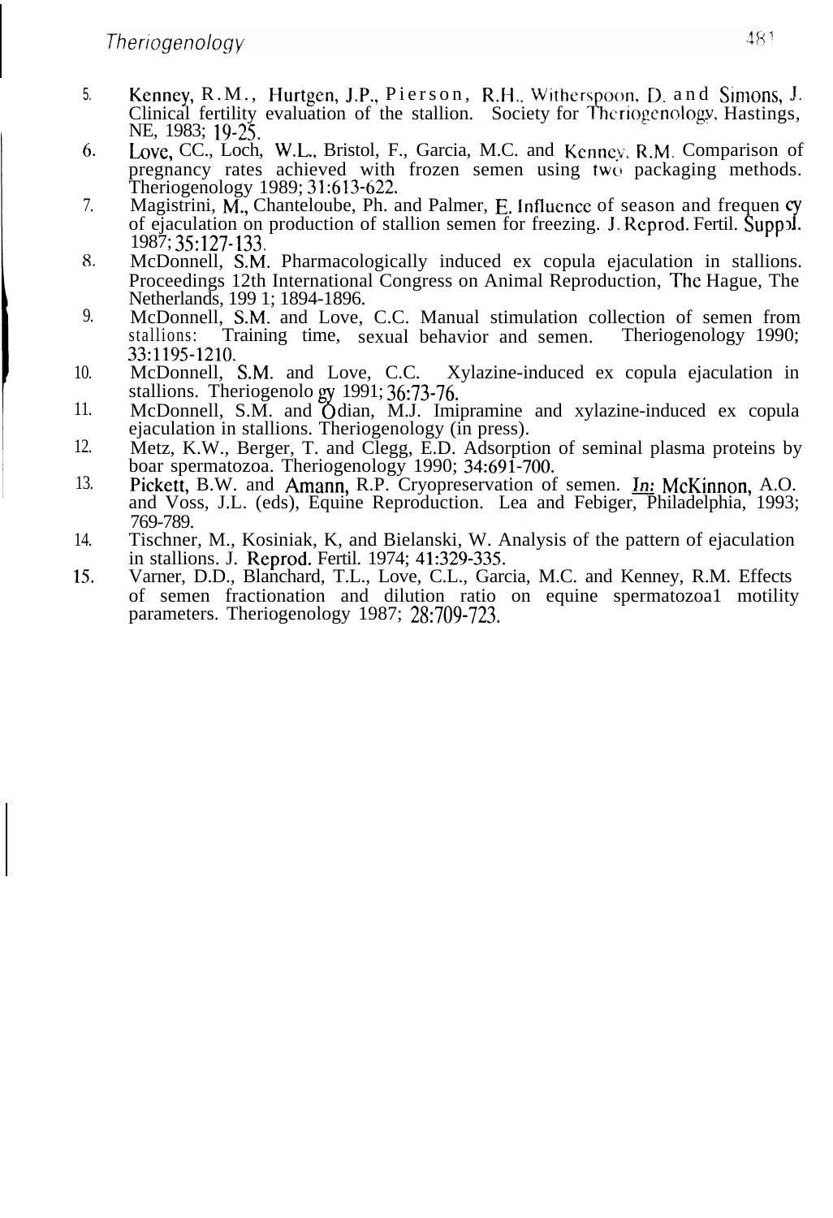5. Kenney, R.M., Hurtgen, J.P., Pierson, R.H., Witherspoon, D. and Simons, J. Clinical fertility evaluation of the stallion. Society for Theriogenology, Hastings, NE, 1983; 19-25.
6. Love, CC., Loch, W.L., Bristol, F., Garcia, M.C. and Kenney, R.M. Comparison of pregnancy rates achieved with frozen semen using two packaging methods. Theriogenology 1989; 31:613-622.
7. Magistrini, M., Chanteloube, Ph. and Palmer, E. Influence of season and frequency of ejaculation on production of stallion semen for freezing. J. Reprod. Fertil. Suppl. 1987; 35:127-133.
8. McDonnell, S.M. Pharmacologically induced ex copula ejaculation in stallions. Proceedings 12th International Congress on Animal Reproduction, The Hague, The Netherlands, 199 1; 1894-1896.
9. McDonnell, S.M. and Love, C.C. Manual stimulation collection of semen from stallions: Training time, sexual behavior and semen. Theriogenology 1990; 33:1195-1210.
10. McDonnell, S.M. and Love, C.C. Xylazine-induced ex copula ejaculation in stallions. Theriogenology 1991; 36:73-76.
11. McDonnell, S.M. and Odian, M.J. Imipramine and xylazine-induced ex copula ejaculation in stallions. Theriogenology (in press).
12. Metz, K.W., Berger, T. and Clegg, E.D. Adsorption of seminal plasma proteins by boar spermatozoa. Theriogenology 1990; 34:691-700.
13. Pickett, B.W. and Amann, R.P. Cryopreservation of semen. In: McKinnon, A.O. and Voss, J.L. (eds), Equine Reproduction. Lea and Febiger, Philadelphia, 1993; 769-789.
14. Tischner, M., Kosiniak, K, and Bielanski, W. Analysis of the pattern of ejaculation in stallions. J. Reprod. Fertil. 1974; 41:329-335.
15. Varner, D.D., Blanchard, T.L., Love, C.L., Garcia, M.C. and Kenney, R.M. Effects of semen fractionation and dilution ratio on equine spermatozoa1 motility parameters. Theriogenology 1987; 28:709-723.